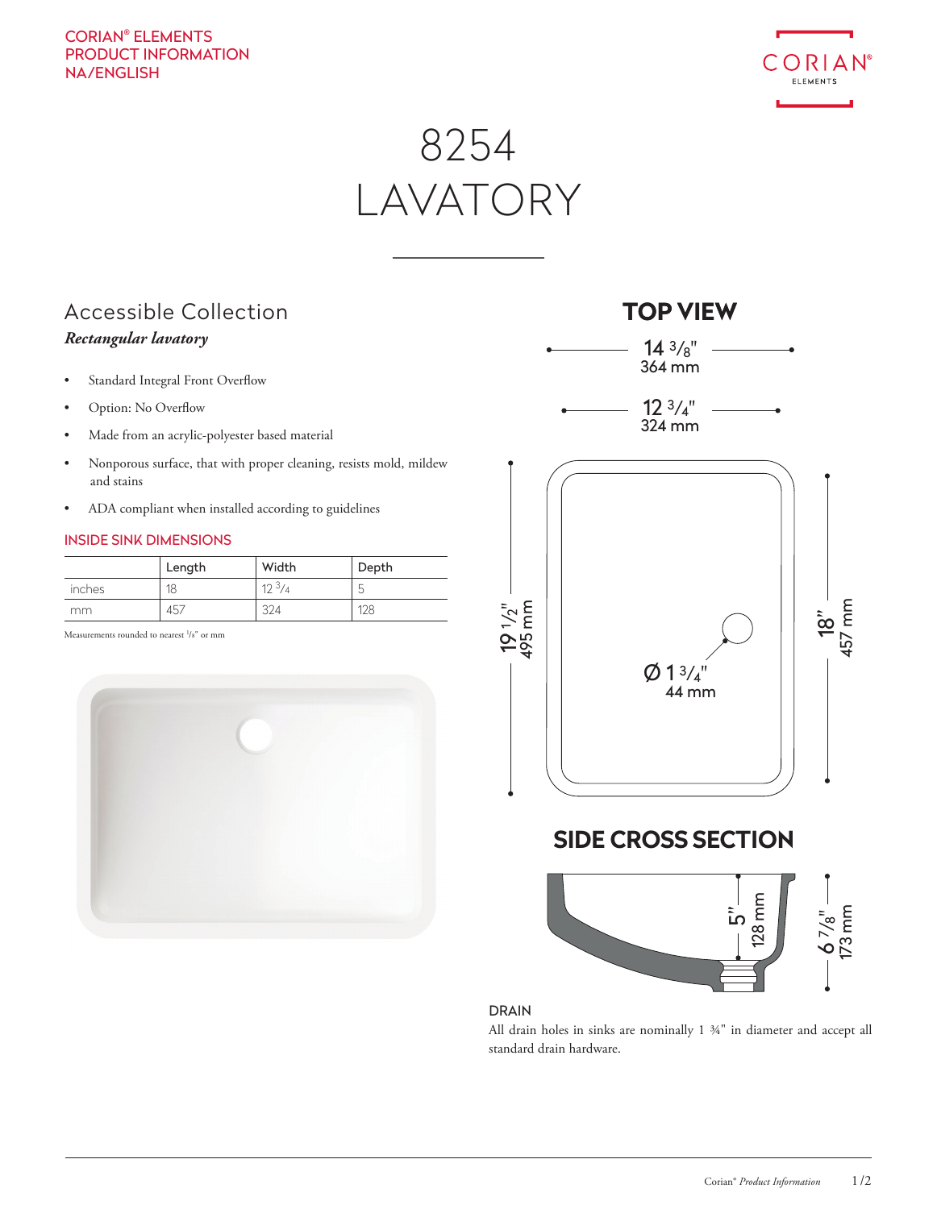CORIAN® ELEMENTS
PRODUCT INFORMATION
NA/ENGLISH

# 8254 LAVATORY

## Accessible Collection

***Rectangular lavatory***

- Standard Integral Front Overflow
- Option: No Overflow
- Made from an acrylic-polyester based material
- Nonporous surface, that with proper cleaning, resists mold, mildew and stains
- ADA compliant when installed according to guidelines

### INSIDE SINK DIMENSIONS

| | Length | Width | Depth |
|---|---|---|---|
| inches | 18 | 12 3/4 | 5 |
| mm | 457 | 324 | 128 |

Measurements rounded to nearest 1/8" or mm

## TOP VIEW

14 3/8" 364 mm

12 3/4" 324 mm

19 1/2" 495 mm

18" 457 mm

Ø 1 3/4" 44 mm

## SIDE CROSS SECTION

5" 128 mm

6 7/8" 173 mm

### DRAIN

All drain holes in sinks are nominally 1 ¾" in diameter and accept all standard drain hardware.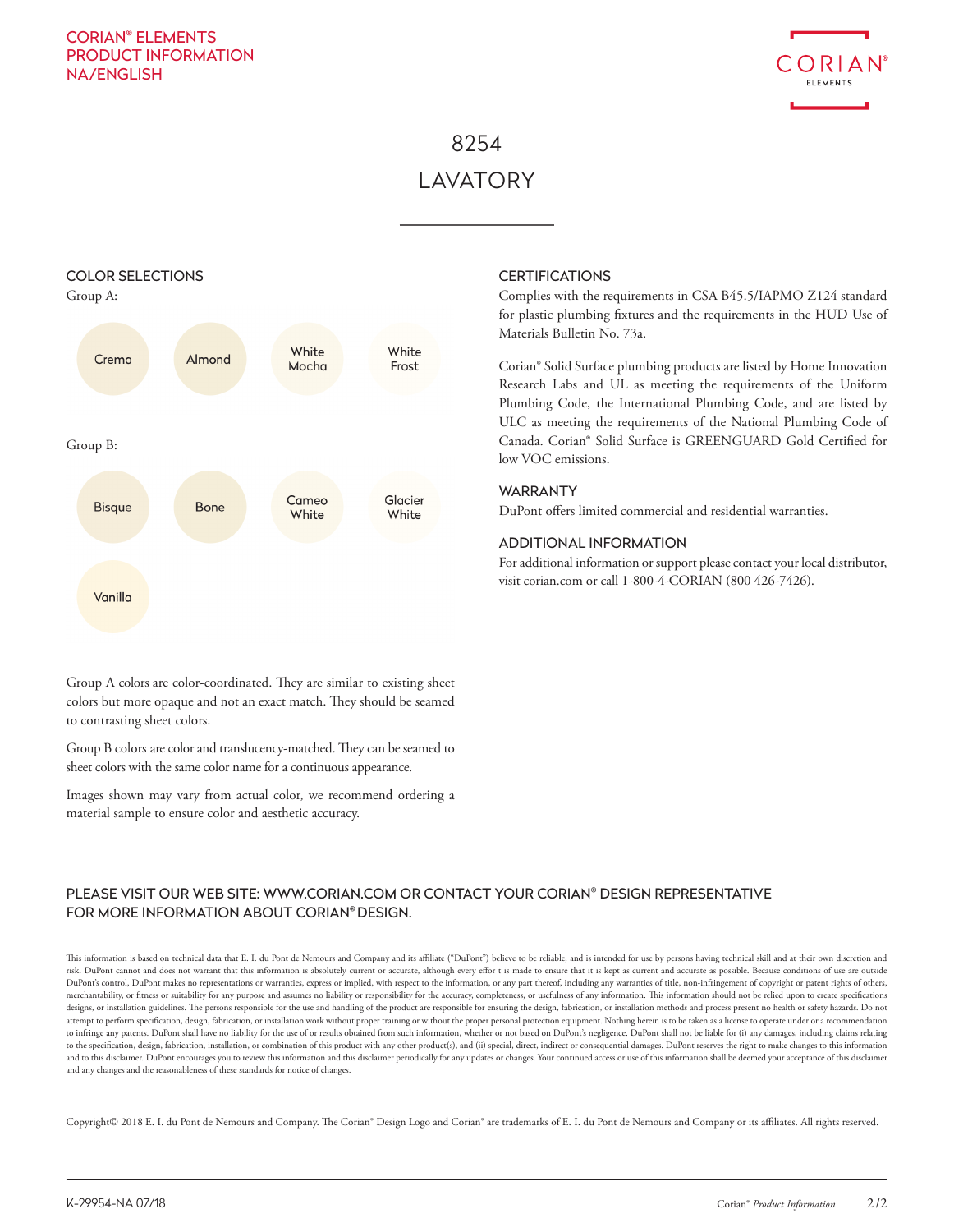CORIAN® ELEMENTS
PRODUCT INFORMATION
NA/ENGLISH

# 8254
# LAVATORY

## COLOR SELECTIONS

Group A:

Crema, Almond, White Mocha, White Frost

Group B:

Bisque, Bone, Cameo White, Glacier White, Vanilla

Group A colors are color-coordinated. They are similar to existing sheet colors but more opaque and not an exact match. They should be seamed to contrasting sheet colors.

Group B colors are color and translucency-matched. They can be seamed to sheet colors with the same color name for a continuous appearance.

Images shown may vary from actual color, we recommend ordering a material sample to ensure color and aesthetic accuracy.

## CERTIFICATIONS

Complies with the requirements in CSA B45.5/IAPMO Z124 standard for plastic plumbing fixtures and the requirements in the HUD Use of Materials Bulletin No. 73a.

Corian® Solid Surface plumbing products are listed by Home Innovation Research Labs and UL as meeting the requirements of the Uniform Plumbing Code, the International Plumbing Code, and are listed by ULC as meeting the requirements of the National Plumbing Code of Canada. Corian® Solid Surface is GREENGUARD Gold Certified for low VOC emissions.

## WARRANTY

DuPont offers limited commercial and residential warranties.

## ADDITIONAL INFORMATION

For additional information or support please contact your local distributor, visit corian.com or call 1-800-4-CORIAN (800 426-7426).

## PLEASE VISIT OUR WEB SITE: WWW.CORIAN.COM OR CONTACT YOUR CORIAN® DESIGN REPRESENTATIVE FOR MORE INFORMATION ABOUT CORIAN® DESIGN.

This information is based on technical data that E. I. du Pont de Nemours and Company and its affiliate ("DuPont") believe to be reliable, and is intended for use by persons having technical skill and at their own discretion and risk. DuPont cannot and does not warrant that this information is absolutely current or accurate, although every effor t is made to ensure that it is kept as current and accurate as possible. Because conditions of use are outside DuPont's control, DuPont makes no representations or warranties, express or implied, with respect to the information, or any part thereof, including any warranties of title, non-infringement of copyright or patent rights of others, merchantability, or fitness or suitability for any purpose and assumes no liability or responsibility for the accuracy, completeness, or usefulness of any information. This information should not be relied upon to create specifications designs, or installation guidelines. The persons responsible for the use and handling of the product are responsible for ensuring the design, fabrication, or installation methods and process present no health or safety hazards. Do not attempt to perform specification, design, fabrication, or installation work without proper training or without the proper personal protection equipment. Nothing herein is to be taken as a license to operate under or a recommendation to infringe any patents. DuPont shall have no liability for the use of or results obtained from such information, whether or not based on DuPont's negligence. DuPont shall not be liable for (i) any damages, including claims relating to the specification, design, fabrication, installation, or combination of this product with any other product(s), and (ii) special, direct, indirect or consequential damages. DuPont reserves the right to make changes to this information and to this disclaimer. DuPont encourages you to review this information and this disclaimer periodically for any updates or changes. Your continued access or use of this information shall be deemed your acceptance of this disclaimer and any changes and the reasonableness of these standards for notice of changes.

Copyright© 2018 E. I. du Pont de Nemours and Company. The Corian® Design Logo and Corian® are trademarks of E. I. du Pont de Nemours and Company or its affiliates. All rights reserved.

K-29954-NA 07/18